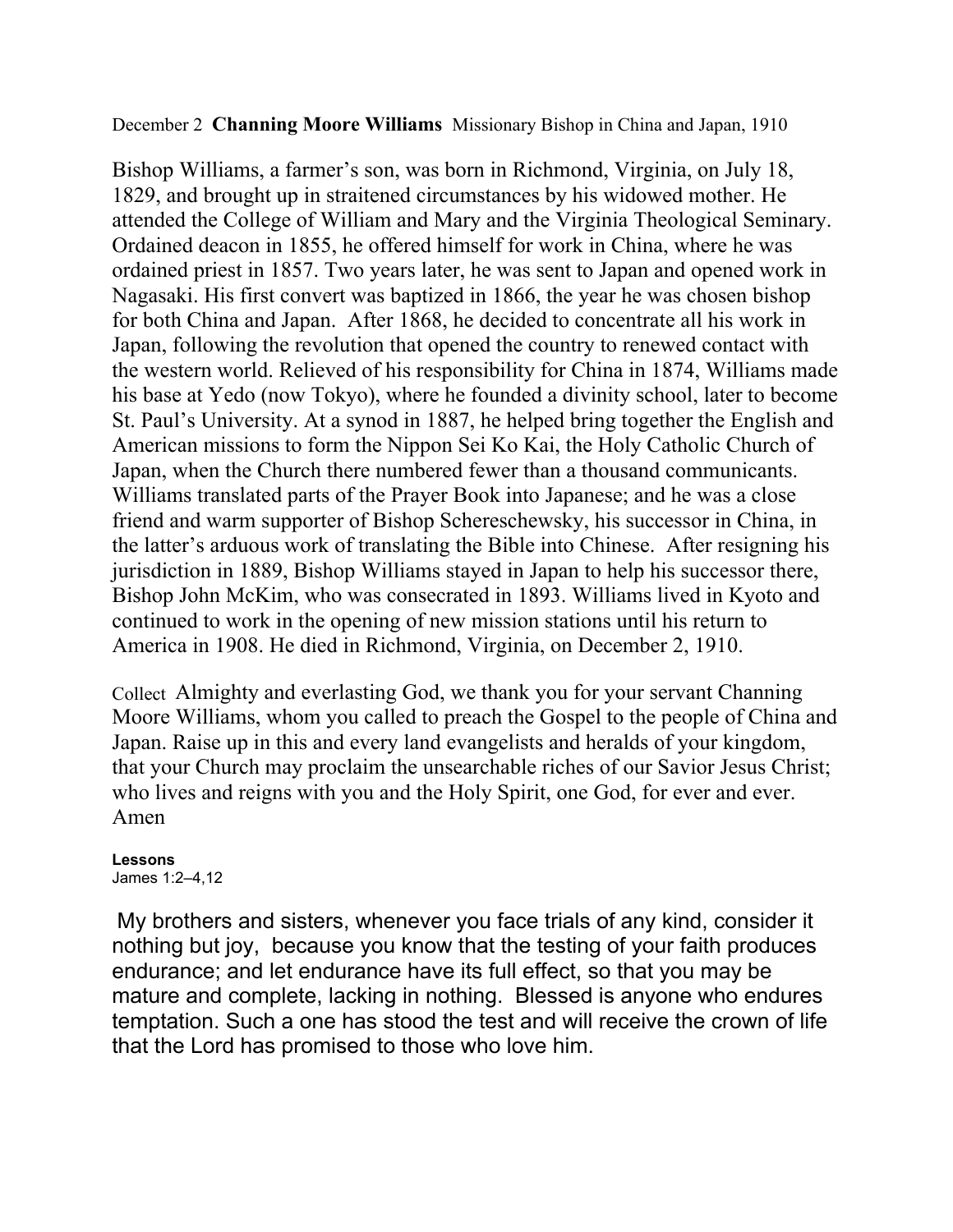December 2 **Channing Moore Williams** Missionary Bishop in China and Japan, 1910

Bishop Williams, a farmer's son, was born in Richmond, Virginia, on July 18, 1829, and brought up in straitened circumstances by his widowed mother. He attended the College of William and Mary and the Virginia Theological Seminary. Ordained deacon in 1855, he offered himself for work in China, where he was ordained priest in 1857. Two years later, he was sent to Japan and opened work in Nagasaki. His first convert was baptized in 1866, the year he was chosen bishop for both China and Japan. After 1868, he decided to concentrate all his work in Japan, following the revolution that opened the country to renewed contact with the western world. Relieved of his responsibility for China in 1874, Williams made his base at Yedo (now Tokyo), where he founded a divinity school, later to become St. Paul's University. At a synod in 1887, he helped bring together the English and American missions to form the Nippon Sei Ko Kai, the Holy Catholic Church of Japan, when the Church there numbered fewer than a thousand communicants. Williams translated parts of the Prayer Book into Japanese; and he was a close friend and warm supporter of Bishop Schereschewsky, his successor in China, in the latter's arduous work of translating the Bible into Chinese. After resigning his jurisdiction in 1889, Bishop Williams stayed in Japan to help his successor there, Bishop John McKim, who was consecrated in 1893. Williams lived in Kyoto and continued to work in the opening of new mission stations until his return to America in 1908. He died in Richmond, Virginia, on December 2, 1910.

Collect Almighty and everlasting God, we thank you for your servant Channing Moore Williams, whom you called to preach the Gospel to the people of China and Japan. Raise up in this and every land evangelists and heralds of your kingdom, that your Church may proclaim the unsearchable riches of our Savior Jesus Christ; who lives and reigns with you and the Holy Spirit, one God, for ever and ever. Amen

**Lessons**

James 1:2–4,12

My brothers and sisters, whenever you face trials of any kind, consider it nothing but joy, because you know that the testing of your faith produces endurance; and let endurance have its full effect, so that you may be mature and complete, lacking in nothing. Blessed is anyone who endures temptation. Such a one has stood the test and will receive the crown of life that the Lord has promised to those who love him.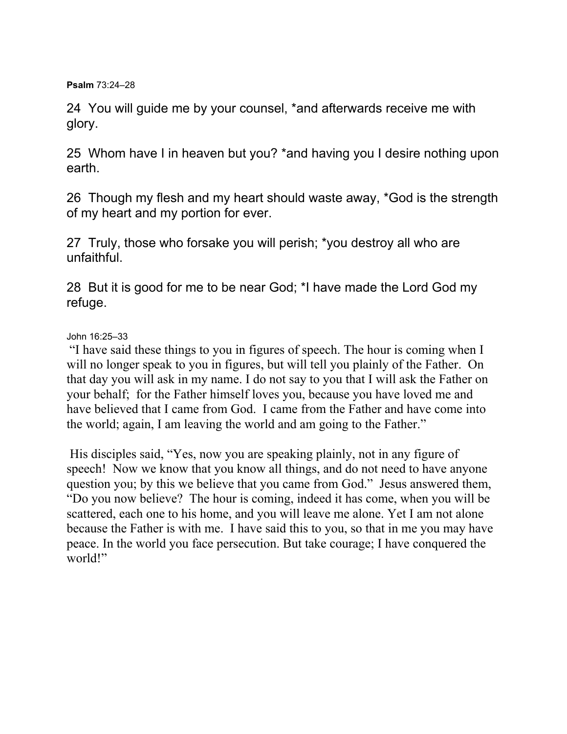**Psalm** 73:24–28

24 You will guide me by your counsel, *and afterwards receive me with glory.

25 Whom have I in heaven but you? *and having you I desire nothing upon earth.

26 Though my flesh and my heart should waste away, *God is the strength of my heart and my portion for ever.

27 Truly, those who forsake you will perish; *you destroy all who are unfaithful.

28 But it is good for me to be near God; *I have made the Lord God my refuge.

John 16:25–33

"I have said these things to you in figures of speech. The hour is coming when I will no longer speak to you in figures, but will tell you plainly of the Father. On that day you will ask in my name. I do not say to you that I will ask the Father on your behalf; for the Father himself loves you, because you have loved me and have believed that I came from God. I came from the Father and have come into the world; again, I am leaving the world and am going to the Father."

His disciples said, "Yes, now you are speaking plainly, not in any figure of speech! Now we know that you know all things, and do not need to have anyone question you; by this we believe that you came from God." Jesus answered them, "Do you now believe? The hour is coming, indeed it has come, when you will be scattered, each one to his home, and you will leave me alone. Yet I am not alone because the Father is with me. I have said this to you, so that in me you may have peace. In the world you face persecution. But take courage; I have conquered the world!"